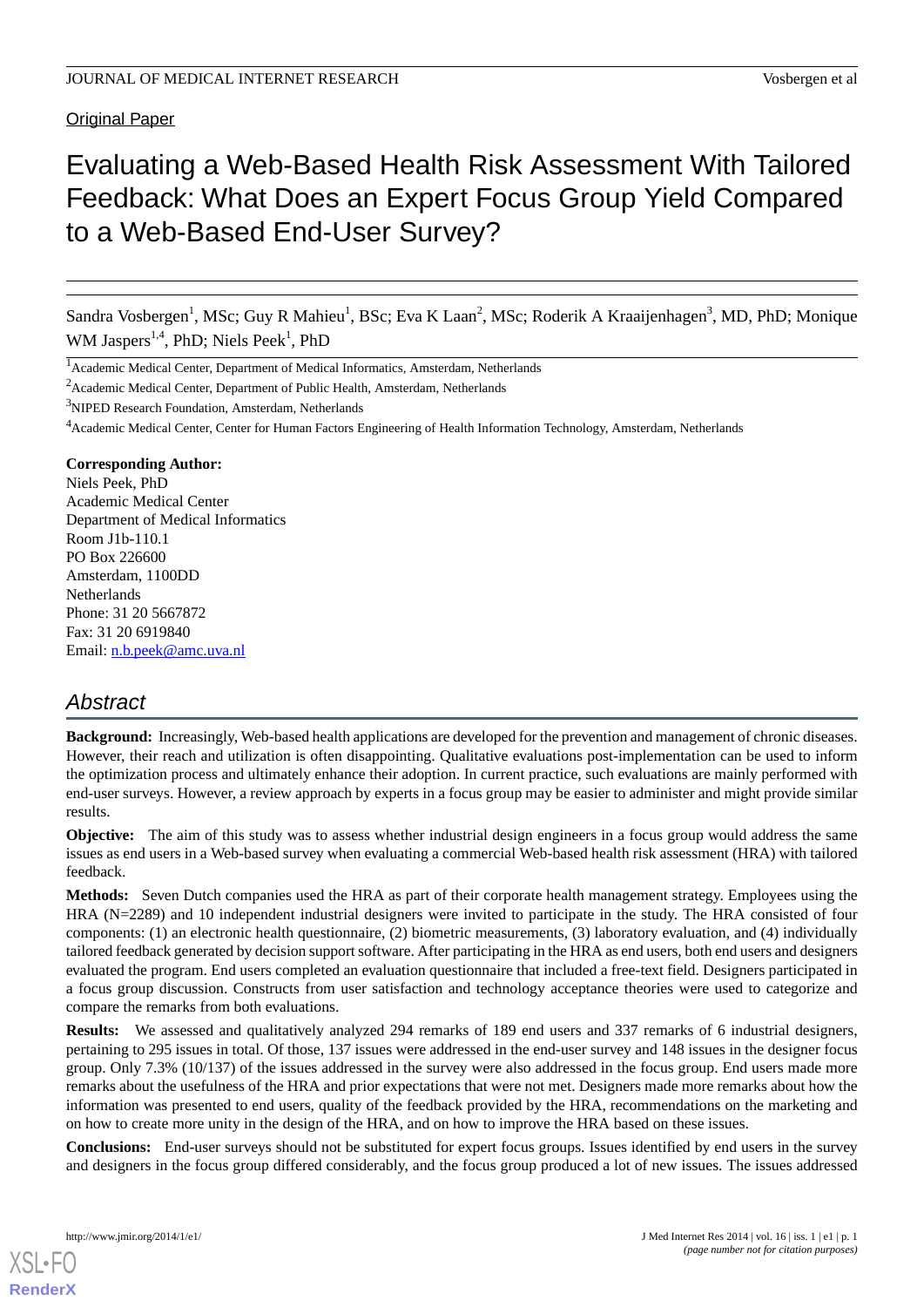Original Paper

# Evaluating a Web-Based Health Risk Assessment With Tailored Feedback: What Does an Expert Focus Group Yield Compared to a Web-Based End-User Survey?

Sandra Vosbergen[1], MSc; Guy R Mahieu[1], BSc; Eva K Laan[2], MSc; Roderik A Kraaijenhagen[3], MD, PhD; Monique WM Jaspers[1,4], PhD; Niels Peek[1], PhD

[1]Academic Medical Center, Department of Medical Informatics, Amsterdam, Netherlands

[2]Academic Medical Center, Department of Public Health, Amsterdam, Netherlands

[3]NIPED Research Foundation, Amsterdam, Netherlands

[4]Academic Medical Center, Center for Human Factors Engineering of Health Information Technology, Amsterdam, Netherlands

**Corresponding Author:**
Niels Peek, PhD
Academic Medical Center
Department of Medical Informatics
Room J1b-110.1
PO Box 226600
Amsterdam, 1100DD
Netherlands
Phone: 31 20 5667872
Fax: 31 20 6919840
Email: n.b.peek@amc.uva.nl

## Abstract

**Background:** Increasingly, Web-based health applications are developed for the prevention and management of chronic diseases. However, their reach and utilization is often disappointing. Qualitative evaluations post-implementation can be used to inform the optimization process and ultimately enhance their adoption. In current practice, such evaluations are mainly performed with end-user surveys. However, a review approach by experts in a focus group may be easier to administer and might provide similar results.

**Objective:** The aim of this study was to assess whether industrial design engineers in a focus group would address the same issues as end users in a Web-based survey when evaluating a commercial Web-based health risk assessment (HRA) with tailored feedback.

**Methods:** Seven Dutch companies used the HRA as part of their corporate health management strategy. Employees using the HRA (N=2289) and 10 independent industrial designers were invited to participate in the study. The HRA consisted of four components: (1) an electronic health questionnaire, (2) biometric measurements, (3) laboratory evaluation, and (4) individually tailored feedback generated by decision support software. After participating in the HRA as end users, both end users and designers evaluated the program. End users completed an evaluation questionnaire that included a free-text field. Designers participated in a focus group discussion. Constructs from user satisfaction and technology acceptance theories were used to categorize and compare the remarks from both evaluations.

**Results:** We assessed and qualitatively analyzed 294 remarks of 189 end users and 337 remarks of 6 industrial designers, pertaining to 295 issues in total. Of those, 137 issues were addressed in the end-user survey and 148 issues in the designer focus group. Only 7.3% (10/137) of the issues addressed in the survey were also addressed in the focus group. End users made more remarks about the usefulness of the HRA and prior expectations that were not met. Designers made more remarks about how the information was presented to end users, quality of the feedback provided by the HRA, recommendations on the marketing and on how to create more unity in the design of the HRA, and on how to improve the HRA based on these issues.

**Conclusions:** End-user surveys should not be substituted for expert focus groups. Issues identified by end users in the survey and designers in the focus group differed considerably, and the focus group produced a lot of new issues. The issues addressed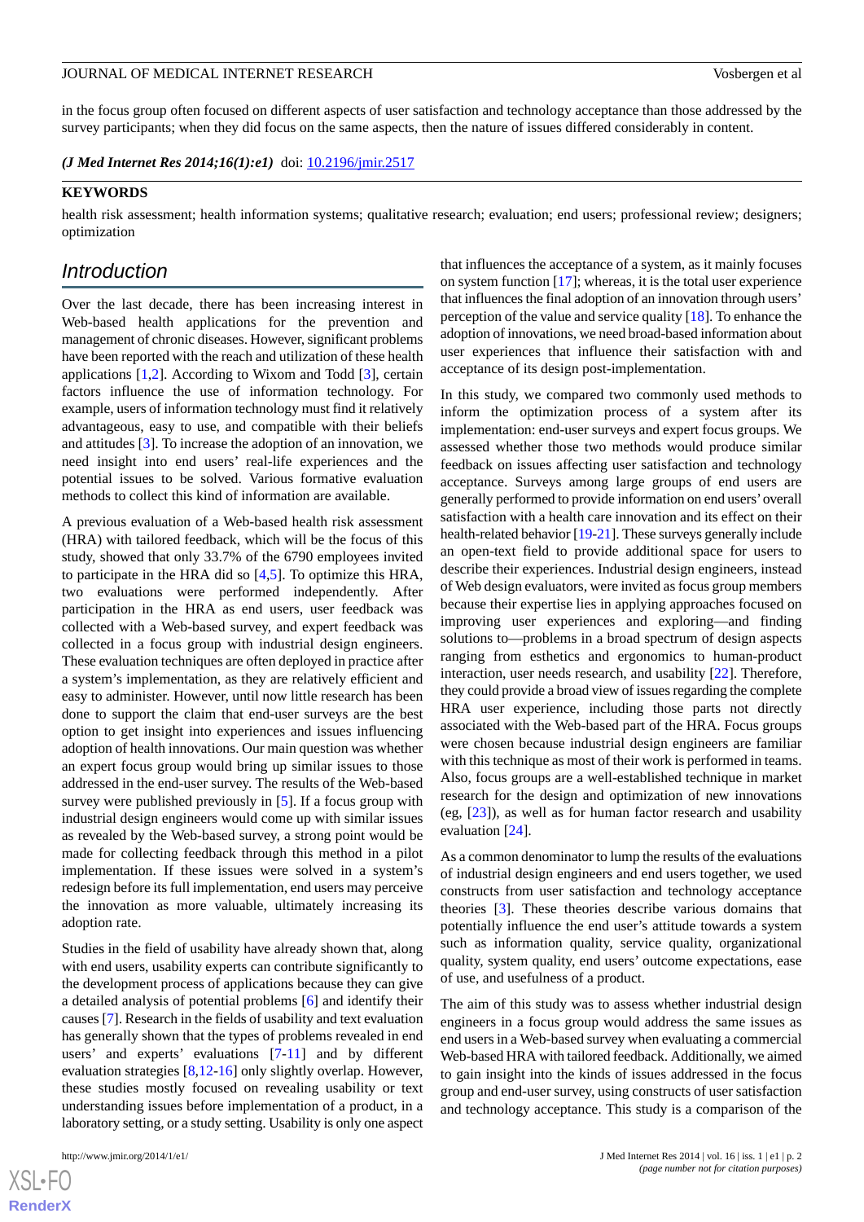in the focus group often focused on different aspects of user satisfaction and technology acceptance than those addressed by the survey participants; when they did focus on the same aspects, then the nature of issues differed considerably in content.

***(J Med Internet Res 2014;16(1):e1)*** doi: 10.2196/jmir.2517

**KEYWORDS**

health risk assessment; health information systems; qualitative research; evaluation; end users; professional review; designers; optimization

## Introduction

Over the last decade, there has been increasing interest in Web-based health applications for the prevention and management of chronic diseases. However, significant problems have been reported with the reach and utilization of these health applications [1,2]. According to Wixom and Todd [3], certain factors influence the use of information technology. For example, users of information technology must find it relatively advantageous, easy to use, and compatible with their beliefs and attitudes [3]. To increase the adoption of an innovation, we need insight into end users' real-life experiences and the potential issues to be solved. Various formative evaluation methods to collect this kind of information are available.

A previous evaluation of a Web-based health risk assessment (HRA) with tailored feedback, which will be the focus of this study, showed that only 33.7% of the 6790 employees invited to participate in the HRA did so [4,5]. To optimize this HRA, two evaluations were performed independently. After participation in the HRA as end users, user feedback was collected with a Web-based survey, and expert feedback was collected in a focus group with industrial design engineers. These evaluation techniques are often deployed in practice after a system's implementation, as they are relatively efficient and easy to administer. However, until now little research has been done to support the claim that end-user surveys are the best option to get insight into experiences and issues influencing adoption of health innovations. Our main question was whether an expert focus group would bring up similar issues to those addressed in the end-user survey. The results of the Web-based survey were published previously in [5]. If a focus group with industrial design engineers would come up with similar issues as revealed by the Web-based survey, a strong point would be made for collecting feedback through this method in a pilot implementation. If these issues were solved in a system's redesign before its full implementation, end users may perceive the innovation as more valuable, ultimately increasing its adoption rate.

Studies in the field of usability have already shown that, along with end users, usability experts can contribute significantly to the development process of applications because they can give a detailed analysis of potential problems [6] and identify their causes [7]. Research in the fields of usability and text evaluation has generally shown that the types of problems revealed in end users' and experts' evaluations [7-11] and by different evaluation strategies [8,12-16] only slightly overlap. However, these studies mostly focused on revealing usability or text understanding issues before implementation of a product, in a laboratory setting, or a study setting. Usability is only one aspect that influences the acceptance of a system, as it mainly focuses on system function [17]; whereas, it is the total user experience that influences the final adoption of an innovation through users' perception of the value and service quality [18]. To enhance the adoption of innovations, we need broad-based information about user experiences that influence their satisfaction with and acceptance of its design post-implementation.

In this study, we compared two commonly used methods to inform the optimization process of a system after its implementation: end-user surveys and expert focus groups. We assessed whether those two methods would produce similar feedback on issues affecting user satisfaction and technology acceptance. Surveys among large groups of end users are generally performed to provide information on end users' overall satisfaction with a health care innovation and its effect on their health-related behavior [19-21]. These surveys generally include an open-text field to provide additional space for users to describe their experiences. Industrial design engineers, instead of Web design evaluators, were invited as focus group members because their expertise lies in applying approaches focused on improving user experiences and exploring—and finding solutions to—problems in a broad spectrum of design aspects ranging from esthetics and ergonomics to human-product interaction, user needs research, and usability [22]. Therefore, they could provide a broad view of issues regarding the complete HRA user experience, including those parts not directly associated with the Web-based part of the HRA. Focus groups were chosen because industrial design engineers are familiar with this technique as most of their work is performed in teams. Also, focus groups are a well-established technique in market research for the design and optimization of new innovations (eg, [23]), as well as for human factor research and usability evaluation [24].

As a common denominator to lump the results of the evaluations of industrial design engineers and end users together, we used constructs from user satisfaction and technology acceptance theories [3]. These theories describe various domains that potentially influence the end user's attitude towards a system such as information quality, service quality, organizational quality, system quality, end users' outcome expectations, ease of use, and usefulness of a product.

The aim of this study was to assess whether industrial design engineers in a focus group would address the same issues as end users in a Web-based survey when evaluating a commercial Web-based HRA with tailored feedback. Additionally, we aimed to gain insight into the kinds of issues addressed in the focus group and end-user survey, using constructs of user satisfaction and technology acceptance. This study is a comparison of the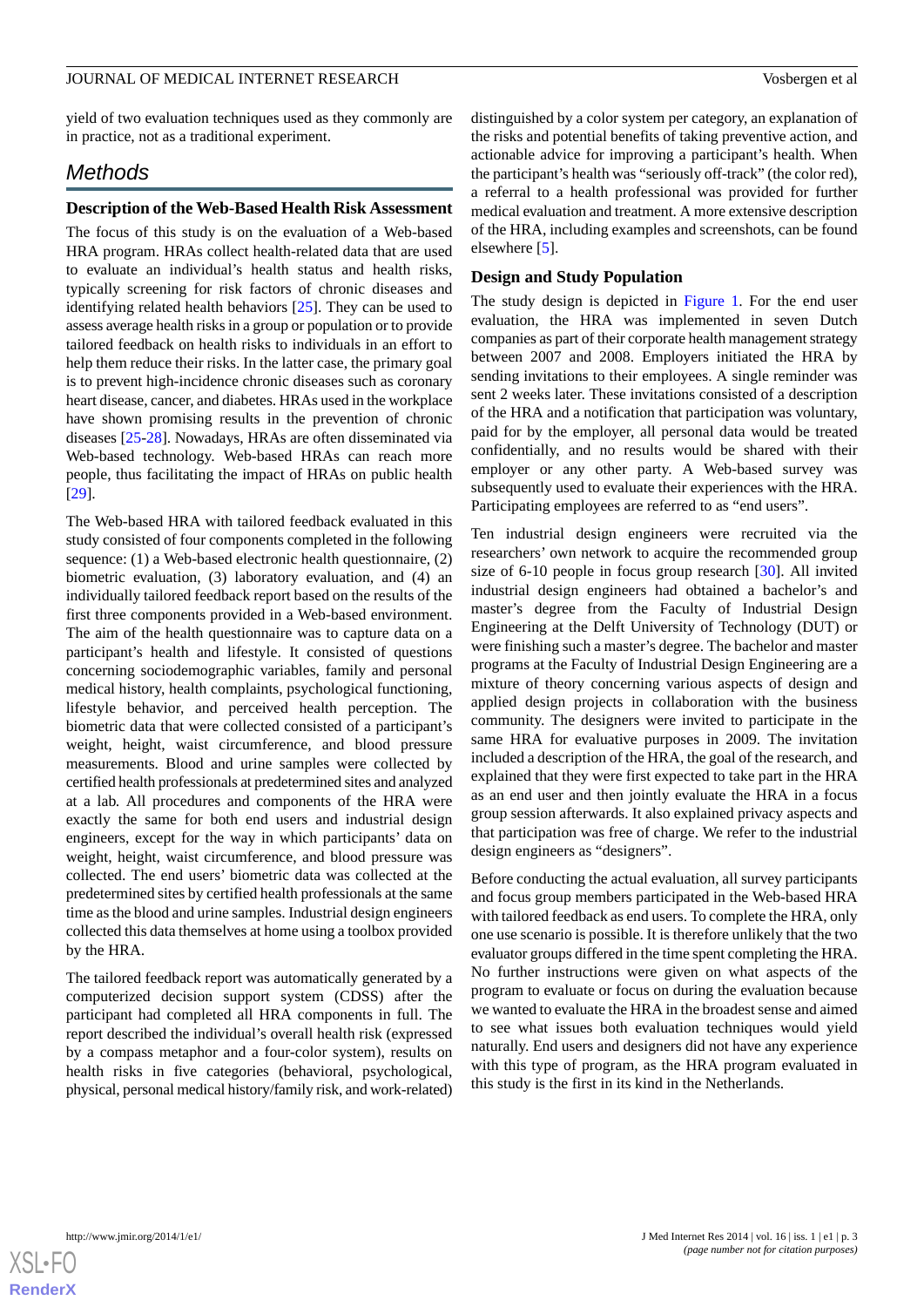yield of two evaluation techniques used as they commonly are in practice, not as a traditional experiment.

## Methods

### Description of the Web-Based Health Risk Assessment

The focus of this study is on the evaluation of a Web-based HRA program. HRAs collect health-related data that are used to evaluate an individual's health status and health risks, typically screening for risk factors of chronic diseases and identifying related health behaviors [25]. They can be used to assess average health risks in a group or population or to provide tailored feedback on health risks to individuals in an effort to help them reduce their risks. In the latter case, the primary goal is to prevent high-incidence chronic diseases such as coronary heart disease, cancer, and diabetes. HRAs used in the workplace have shown promising results in the prevention of chronic diseases [25-28]. Nowadays, HRAs are often disseminated via Web-based technology. Web-based HRAs can reach more people, thus facilitating the impact of HRAs on public health [29].

The Web-based HRA with tailored feedback evaluated in this study consisted of four components completed in the following sequence: (1) a Web-based electronic health questionnaire, (2) biometric evaluation, (3) laboratory evaluation, and (4) an individually tailored feedback report based on the results of the first three components provided in a Web-based environment. The aim of the health questionnaire was to capture data on a participant's health and lifestyle. It consisted of questions concerning sociodemographic variables, family and personal medical history, health complaints, psychological functioning, lifestyle behavior, and perceived health perception. The biometric data that were collected consisted of a participant's weight, height, waist circumference, and blood pressure measurements. Blood and urine samples were collected by certified health professionals at predetermined sites and analyzed at a lab. All procedures and components of the HRA were exactly the same for both end users and industrial design engineers, except for the way in which participants' data on weight, height, waist circumference, and blood pressure was collected. The end users' biometric data was collected at the predetermined sites by certified health professionals at the same time as the blood and urine samples. Industrial design engineers collected this data themselves at home using a toolbox provided by the HRA.

The tailored feedback report was automatically generated by a computerized decision support system (CDSS) after the participant had completed all HRA components in full. The report described the individual's overall health risk (expressed by a compass metaphor and a four-color system), results on health risks in five categories (behavioral, psychological, physical, personal medical history/family risk, and work-related) distinguished by a color system per category, an explanation of the risks and potential benefits of taking preventive action, and actionable advice for improving a participant's health. When the participant's health was "seriously off-track" (the color red), a referral to a health professional was provided for further medical evaluation and treatment. A more extensive description of the HRA, including examples and screenshots, can be found elsewhere [5].

### Design and Study Population

The study design is depicted in Figure 1. For the end user evaluation, the HRA was implemented in seven Dutch companies as part of their corporate health management strategy between 2007 and 2008. Employers initiated the HRA by sending invitations to their employees. A single reminder was sent 2 weeks later. These invitations consisted of a description of the HRA and a notification that participation was voluntary, paid for by the employer, all personal data would be treated confidentially, and no results would be shared with their employer or any other party. A Web-based survey was subsequently used to evaluate their experiences with the HRA. Participating employees are referred to as "end users".

Ten industrial design engineers were recruited via the researchers' own network to acquire the recommended group size of 6-10 people in focus group research [30]. All invited industrial design engineers had obtained a bachelor's and master's degree from the Faculty of Industrial Design Engineering at the Delft University of Technology (DUT) or were finishing such a master's degree. The bachelor and master programs at the Faculty of Industrial Design Engineering are a mixture of theory concerning various aspects of design and applied design projects in collaboration with the business community. The designers were invited to participate in the same HRA for evaluative purposes in 2009. The invitation included a description of the HRA, the goal of the research, and explained that they were first expected to take part in the HRA as an end user and then jointly evaluate the HRA in a focus group session afterwards. It also explained privacy aspects and that participation was free of charge. We refer to the industrial design engineers as "designers".

Before conducting the actual evaluation, all survey participants and focus group members participated in the Web-based HRA with tailored feedback as end users. To complete the HRA, only one use scenario is possible. It is therefore unlikely that the two evaluator groups differed in the time spent completing the HRA. No further instructions were given on what aspects of the program to evaluate or focus on during the evaluation because we wanted to evaluate the HRA in the broadest sense and aimed to see what issues both evaluation techniques would yield naturally. End users and designers did not have any experience with this type of program, as the HRA program evaluated in this study is the first in its kind in the Netherlands.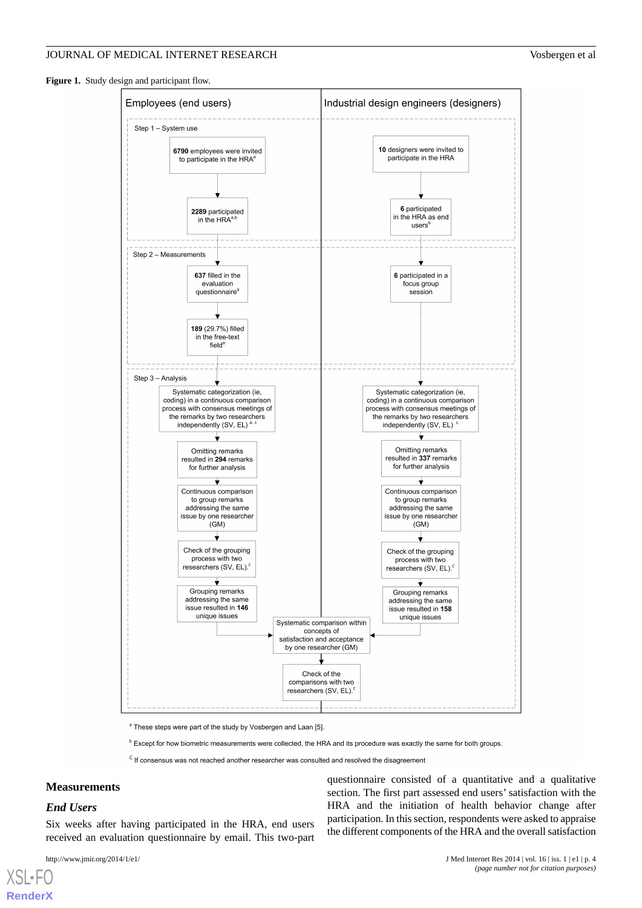**Figure 1.** Study design and participant flow.

**Employees (end users)**

Step 1 – System use

- **6790** employees were invited to participate in the HRA[a]
- **2289** participated in the HRA[a,b]

Step 2 – Measurements

- **637** filled in the evaluation questionnaire[a]
- **189** (29.7%) filled in the free-text field[a]

Step 3 – Analysis

- Systematic categorization (ie, coding) in a continuous comparison process with consensus meetings of the remarks by two researchers independently (SV, EL)[a,c]
- Omitting remarks resulted in **294** remarks for further analysis
- Continuous comparison to group remarks addressing the same issue by one researcher (GM)
- Check of the grouping process with two researchers (SV, EL).[c]
- Grouping remarks addressing the same issue resulted in **146** unique issues

**Industrial design engineers (designers)**

Step 1 – System use

- **10** designers were invited to participate in the HRA
- **6** participated in the HRA as end users[b]

Step 2 – Measurements

- **6** participated in a focus group session

Step 3 – Analysis

- Systematic categorization (ie, coding) in a continuous comparison process with consensus meetings of the remarks by two researchers independently (SV, EL)[c]
- Omitting remarks resulted in **337** remarks for further analysis
- Continuous comparison to group remarks addressing the same issue by one researcher (GM)
- Check of the grouping process with two researchers (SV, EL).[c]
- Grouping remarks addressing the same issue resulted in **158** unique issues

**Both groups**

- Systematic comparison within concepts of satisfaction and acceptance by one researcher (GM)
- Check of the comparisons with two researchers (SV, EL).[c]

[a] These steps were part of the study by Vosbergen and Laan [5].

[b] Except for how biometric measurements were collected, the HRA and its procedure was exactly the same for both groups.

[c] If consensus was not reached another researcher was consulted and resolved the disagreement

## Measurements

### *End Users*

Six weeks after having participated in the HRA, end users received an evaluation questionnaire by email. This two-part questionnaire consisted of a quantitative and a qualitative section. The first part assessed end users' satisfaction with the HRA and the initiation of health behavior change after participation. In this section, respondents were asked to appraise the different components of the HRA and the overall satisfaction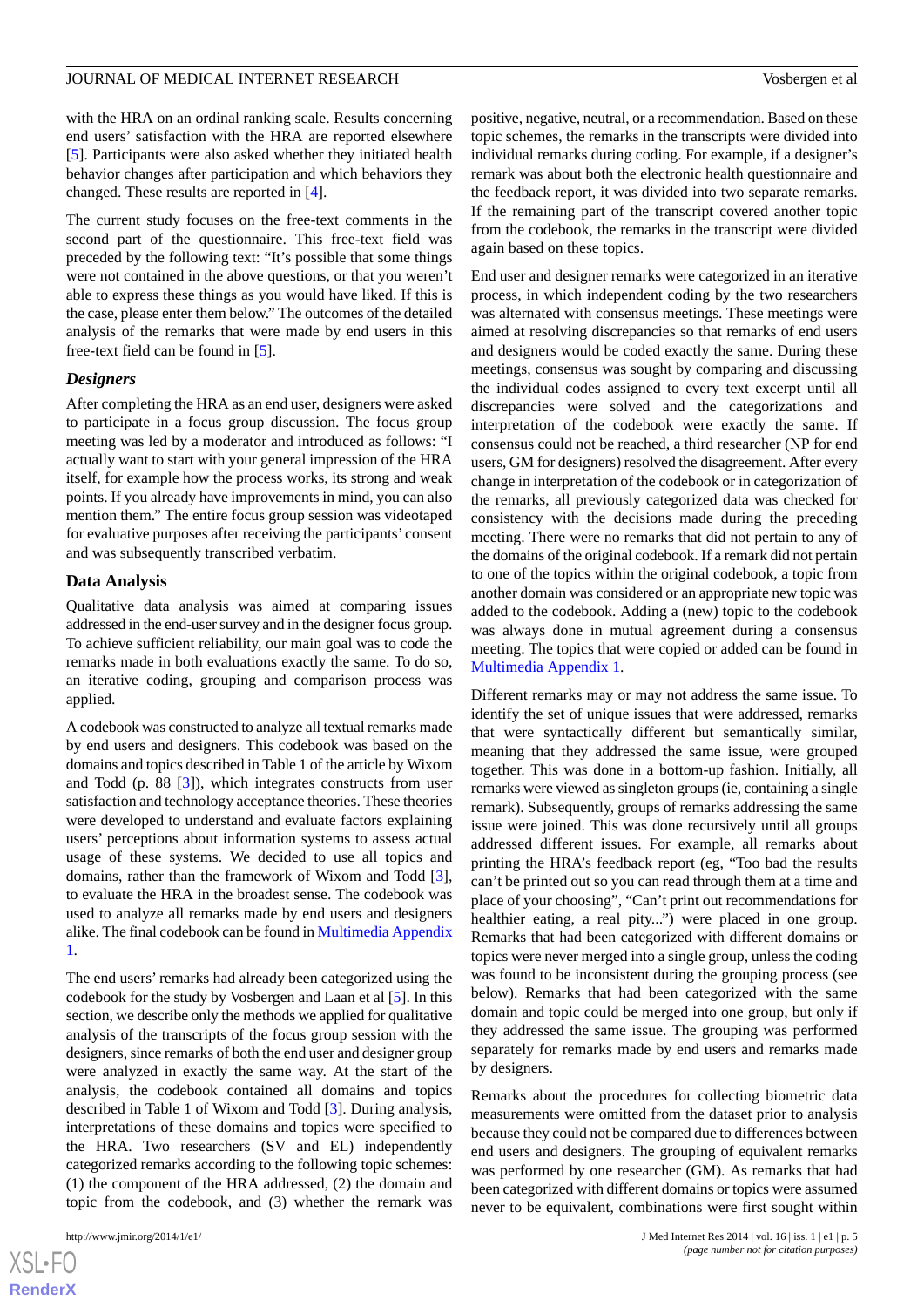with the HRA on an ordinal ranking scale. Results concerning end users' satisfaction with the HRA are reported elsewhere [5]. Participants were also asked whether they initiated health behavior changes after participation and which behaviors they changed. These results are reported in [4].

The current study focuses on the free-text comments in the second part of the questionnaire. This free-text field was preceded by the following text: "It's possible that some things were not contained in the above questions, or that you weren't able to express these things as you would have liked. If this is the case, please enter them below." The outcomes of the detailed analysis of the remarks that were made by end users in this free-text field can be found in [5].

### *Designers*

After completing the HRA as an end user, designers were asked to participate in a focus group discussion. The focus group meeting was led by a moderator and introduced as follows: "I actually want to start with your general impression of the HRA itself, for example how the process works, its strong and weak points. If you already have improvements in mind, you can also mention them." The entire focus group session was videotaped for evaluative purposes after receiving the participants' consent and was subsequently transcribed verbatim.

## Data Analysis

Qualitative data analysis was aimed at comparing issues addressed in the end-user survey and in the designer focus group. To achieve sufficient reliability, our main goal was to code the remarks made in both evaluations exactly the same. To do so, an iterative coding, grouping and comparison process was applied.

A codebook was constructed to analyze all textual remarks made by end users and designers. This codebook was based on the domains and topics described in Table 1 of the article by Wixom and Todd (p. 88 [3]), which integrates constructs from user satisfaction and technology acceptance theories. These theories were developed to understand and evaluate factors explaining users' perceptions about information systems to assess actual usage of these systems. We decided to use all topics and domains, rather than the framework of Wixom and Todd [3], to evaluate the HRA in the broadest sense. The codebook was used to analyze all remarks made by end users and designers alike. The final codebook can be found in Multimedia Appendix 1.

The end users' remarks had already been categorized using the codebook for the study by Vosbergen and Laan et al [5]. In this section, we describe only the methods we applied for qualitative analysis of the transcripts of the focus group session with the designers, since remarks of both the end user and designer group were analyzed in exactly the same way. At the start of the analysis, the codebook contained all domains and topics described in Table 1 of Wixom and Todd [3]. During analysis, interpretations of these domains and topics were specified to the HRA. Two researchers (SV and EL) independently categorized remarks according to the following topic schemes: (1) the component of the HRA addressed, (2) the domain and topic from the codebook, and (3) whether the remark was positive, negative, neutral, or a recommendation. Based on these topic schemes, the remarks in the transcripts were divided into individual remarks during coding. For example, if a designer's remark was about both the electronic health questionnaire and the feedback report, it was divided into two separate remarks. If the remaining part of the transcript covered another topic from the codebook, the remarks in the transcript were divided again based on these topics.

End user and designer remarks were categorized in an iterative process, in which independent coding by the two researchers was alternated with consensus meetings. These meetings were aimed at resolving discrepancies so that remarks of end users and designers would be coded exactly the same. During these meetings, consensus was sought by comparing and discussing the individual codes assigned to every text excerpt until all discrepancies were solved and the categorizations and interpretation of the codebook were exactly the same. If consensus could not be reached, a third researcher (NP for end users, GM for designers) resolved the disagreement. After every change in interpretation of the codebook or in categorization of the remarks, all previously categorized data was checked for consistency with the decisions made during the preceding meeting. There were no remarks that did not pertain to any of the domains of the original codebook. If a remark did not pertain to one of the topics within the original codebook, a topic from another domain was considered or an appropriate new topic was added to the codebook. Adding a (new) topic to the codebook was always done in mutual agreement during a consensus meeting. The topics that were copied or added can be found in Multimedia Appendix 1.

Different remarks may or may not address the same issue. To identify the set of unique issues that were addressed, remarks that were syntactically different but semantically similar, meaning that they addressed the same issue, were grouped together. This was done in a bottom-up fashion. Initially, all remarks were viewed as singleton groups (ie, containing a single remark). Subsequently, groups of remarks addressing the same issue were joined. This was done recursively until all groups addressed different issues. For example, all remarks about printing the HRA's feedback report (eg, "Too bad the results can't be printed out so you can read through them at a time and place of your choosing", "Can't print out recommendations for healthier eating, a real pity...") were placed in one group. Remarks that had been categorized with different domains or topics were never merged into a single group, unless the coding was found to be inconsistent during the grouping process (see below). Remarks that had been categorized with the same domain and topic could be merged into one group, but only if they addressed the same issue. The grouping was performed separately for remarks made by end users and remarks made by designers.

Remarks about the procedures for collecting biometric data measurements were omitted from the dataset prior to analysis because they could not be compared due to differences between end users and designers. The grouping of equivalent remarks was performed by one researcher (GM). As remarks that had been categorized with different domains or topics were assumed never to be equivalent, combinations were first sought within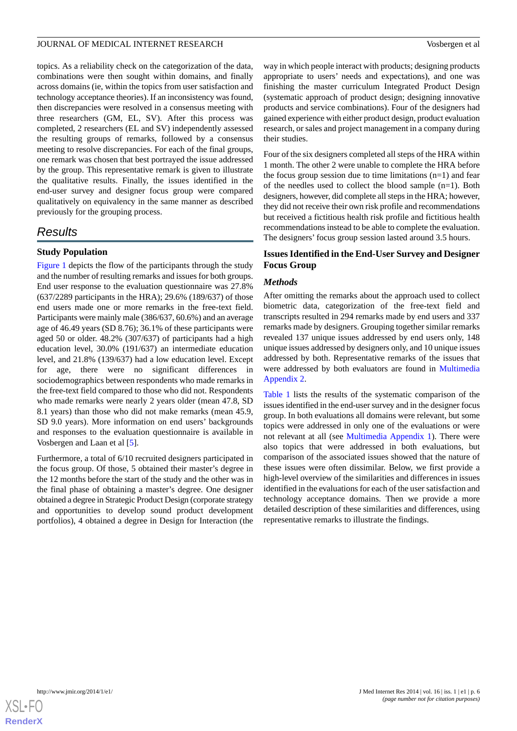topics. As a reliability check on the categorization of the data, combinations were then sought within domains, and finally across domains (ie, within the topics from user satisfaction and technology acceptance theories). If an inconsistency was found, then discrepancies were resolved in a consensus meeting with three researchers (GM, EL, SV). After this process was completed, 2 researchers (EL and SV) independently assessed the resulting groups of remarks, followed by a consensus meeting to resolve discrepancies. For each of the final groups, one remark was chosen that best portrayed the issue addressed by the group. This representative remark is given to illustrate the qualitative results. Finally, the issues identified in the end-user survey and designer focus group were compared qualitatively on equivalency in the same manner as described previously for the grouping process.

## Results

### Study Population

Figure 1 depicts the flow of the participants through the study and the number of resulting remarks and issues for both groups. End user response to the evaluation questionnaire was 27.8% (637/2289 participants in the HRA); 29.6% (189/637) of those end users made one or more remarks in the free-text field. Participants were mainly male (386/637, 60.6%) and an average age of 46.49 years (SD 8.76); 36.1% of these participants were aged 50 or older. 48.2% (307/637) of participants had a high education level, 30.0% (191/637) an intermediate education level, and 21.8% (139/637) had a low education level. Except for age, there were no significant differences in sociodemographics between respondents who made remarks in the free-text field compared to those who did not. Respondents who made remarks were nearly 2 years older (mean 47.8, SD 8.1 years) than those who did not make remarks (mean 45.9, SD 9.0 years). More information on end users' backgrounds and responses to the evaluation questionnaire is available in Vosbergen and Laan et al [5].

Furthermore, a total of 6/10 recruited designers participated in the focus group. Of those, 5 obtained their master's degree in the 12 months before the start of the study and the other was in the final phase of obtaining a master's degree. One designer obtained a degree in Strategic Product Design (corporate strategy and opportunities to develop sound product development portfolios), 4 obtained a degree in Design for Interaction (the way in which people interact with products; designing products appropriate to users' needs and expectations), and one was finishing the master curriculum Integrated Product Design (systematic approach of product design; designing innovative products and service combinations). Four of the designers had gained experience with either product design, product evaluation research, or sales and project management in a company during their studies.

Four of the six designers completed all steps of the HRA within 1 month. The other 2 were unable to complete the HRA before the focus group session due to time limitations (n=1) and fear of the needles used to collect the blood sample (n=1). Both designers, however, did complete all steps in the HRA; however, they did not receive their own risk profile and recommendations but received a fictitious health risk profile and fictitious health recommendations instead to be able to complete the evaluation. The designers' focus group session lasted around 3.5 hours.

### Issues Identified in the End-User Survey and Designer Focus Group

#### *Methods*

After omitting the remarks about the approach used to collect biometric data, categorization of the free-text field and transcripts resulted in 294 remarks made by end users and 337 remarks made by designers. Grouping together similar remarks revealed 137 unique issues addressed by end users only, 148 unique issues addressed by designers only, and 10 unique issues addressed by both. Representative remarks of the issues that were addressed by both evaluators are found in Multimedia Appendix 2.

Table 1 lists the results of the systematic comparison of the issues identified in the end-user survey and in the designer focus group. In both evaluations all domains were relevant, but some topics were addressed in only one of the evaluations or were not relevant at all (see Multimedia Appendix 1). There were also topics that were addressed in both evaluations, but comparison of the associated issues showed that the nature of these issues were often dissimilar. Below, we first provide a high-level overview of the similarities and differences in issues identified in the evaluations for each of the user satisfaction and technology acceptance domains. Then we provide a more detailed description of these similarities and differences, using representative remarks to illustrate the findings.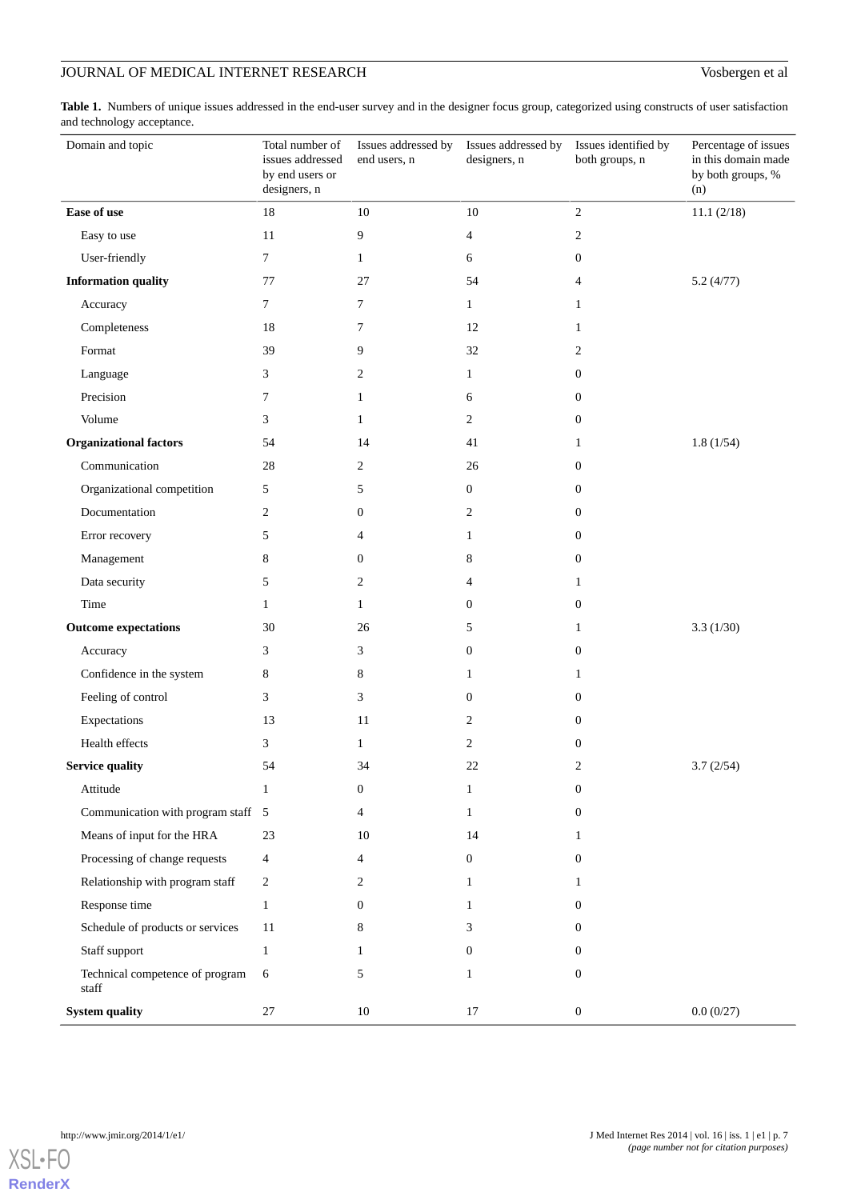**Table 1.** Numbers of unique issues addressed in the end-user survey and in the designer focus group, categorized using constructs of user satisfaction and technology acceptance.

| Domain and topic | Total number of issues addressed by end users or designers, n | Issues addressed by end users, n | Issues addressed by designers, n | Issues identified by both groups, n | Percentage of issues in this domain made by both groups, % (n) |
|---|---|---|---|---|---|
| **Ease of use** | 18 | 10 | 10 | 2 | 11.1 (2/18) |
| Easy to use | 11 | 9 | 4 | 2 | |
| User-friendly | 7 | 1 | 6 | 0 | |
| **Information quality** | 77 | 27 | 54 | 4 | 5.2 (4/77) |
| Accuracy | 7 | 7 | 1 | 1 | |
| Completeness | 18 | 7 | 12 | 1 | |
| Format | 39 | 9 | 32 | 2 | |
| Language | 3 | 2 | 1 | 0 | |
| Precision | 7 | 1 | 6 | 0 | |
| Volume | 3 | 1 | 2 | 0 | |
| **Organizational factors** | 54 | 14 | 41 | 1 | 1.8 (1/54) |
| Communication | 28 | 2 | 26 | 0 | |
| Organizational competition | 5 | 5 | 0 | 0 | |
| Documentation | 2 | 0 | 2 | 0 | |
| Error recovery | 5 | 4 | 1 | 0 | |
| Management | 8 | 0 | 8 | 0 | |
| Data security | 5 | 2 | 4 | 1 | |
| Time | 1 | 1 | 0 | 0 | |
| **Outcome expectations** | 30 | 26 | 5 | 1 | 3.3 (1/30) |
| Accuracy | 3 | 3 | 0 | 0 | |
| Confidence in the system | 8 | 8 | 1 | 1 | |
| Feeling of control | 3 | 3 | 0 | 0 | |
| Expectations | 13 | 11 | 2 | 0 | |
| Health effects | 3 | 1 | 2 | 0 | |
| **Service quality** | 54 | 34 | 22 | 2 | 3.7 (2/54) |
| Attitude | 1 | 0 | 1 | 0 | |
| Communication with program staff | 5 | 4 | 1 | 0 | |
| Means of input for the HRA | 23 | 10 | 14 | 1 | |
| Processing of change requests | 4 | 4 | 0 | 0 | |
| Relationship with program staff | 2 | 2 | 1 | 1 | |
| Response time | 1 | 0 | 1 | 0 | |
| Schedule of products or services | 11 | 8 | 3 | 0 | |
| Staff support | 1 | 1 | 0 | 0 | |
| Technical competence of program staff | 6 | 5 | 1 | 0 | |
| **System quality** | 27 | 10 | 17 | 0 | 0.0 (0/27) |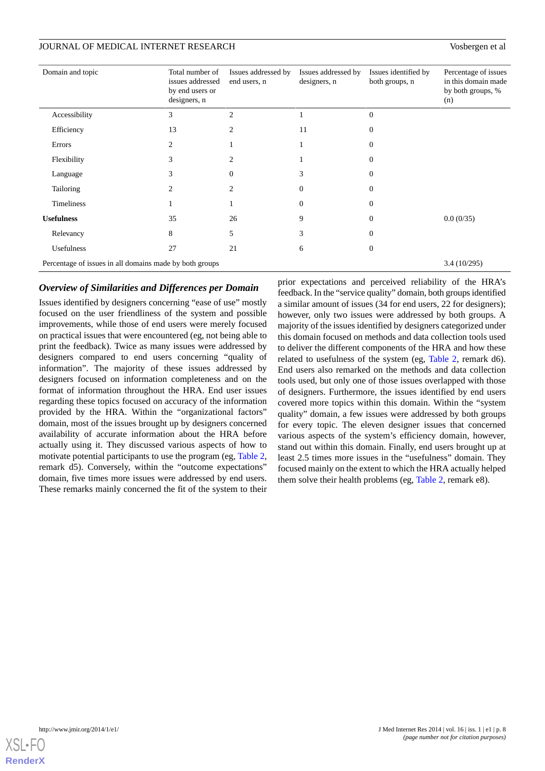| Domain and topic | Total number of issues addressed by end users or designers, n | Issues addressed by end users, n | Issues addressed by designers, n | Issues identified by both groups, n | Percentage of issues in this domain made by both groups, % (n) |
|---|---|---|---|---|---|
| Accessibility | 3 | 2 | 1 | 0 | |
| Efficiency | 13 | 2 | 11 | 0 | |
| Errors | 2 | 1 | 1 | 0 | |
| Flexibility | 3 | 2 | 1 | 0 | |
| Language | 3 | 0 | 3 | 0 | |
| Tailoring | 2 | 2 | 0 | 0 | |
| Timeliness | 1 | 1 | 0 | 0 | |
| **Usefulness** | 35 | 26 | 9 | 0 | 0.0 (0/35) |
| Relevancy | 8 | 5 | 3 | 0 | |
| Usefulness | 27 | 21 | 6 | 0 | |
| Percentage of issues in all domains made by both groups | | | | | 3.4 (10/295) |

### *Overview of Similarities and Differences per Domain*

Issues identified by designers concerning "ease of use" mostly focused on the user friendliness of the system and possible improvements, while those of end users were merely focused on practical issues that were encountered (eg, not being able to print the feedback). Twice as many issues were addressed by designers compared to end users concerning "quality of information". The majority of these issues addressed by designers focused on information completeness and on the format of information throughout the HRA. End user issues regarding these topics focused on accuracy of the information provided by the HRA. Within the "organizational factors" domain, most of the issues brought up by designers concerned availability of accurate information about the HRA before actually using it. They discussed various aspects of how to motivate potential participants to use the program (eg, Table 2, remark d5). Conversely, within the "outcome expectations" domain, five times more issues were addressed by end users. These remarks mainly concerned the fit of the system to their prior expectations and perceived reliability of the HRA's feedback. In the "service quality" domain, both groups identified a similar amount of issues (34 for end users, 22 for designers); however, only two issues were addressed by both groups. A majority of the issues identified by designers categorized under this domain focused on methods and data collection tools used to deliver the different components of the HRA and how these related to usefulness of the system (eg, Table 2, remark d6). End users also remarked on the methods and data collection tools used, but only one of those issues overlapped with those of designers. Furthermore, the issues identified by end users covered more topics within this domain. Within the "system quality" domain, a few issues were addressed by both groups for every topic. The eleven designer issues that concerned various aspects of the system's efficiency domain, however, stand out within this domain. Finally, end users brought up at least 2.5 times more issues in the "usefulness" domain. They focused mainly on the extent to which the HRA actually helped them solve their health problems (eg, Table 2, remark e8).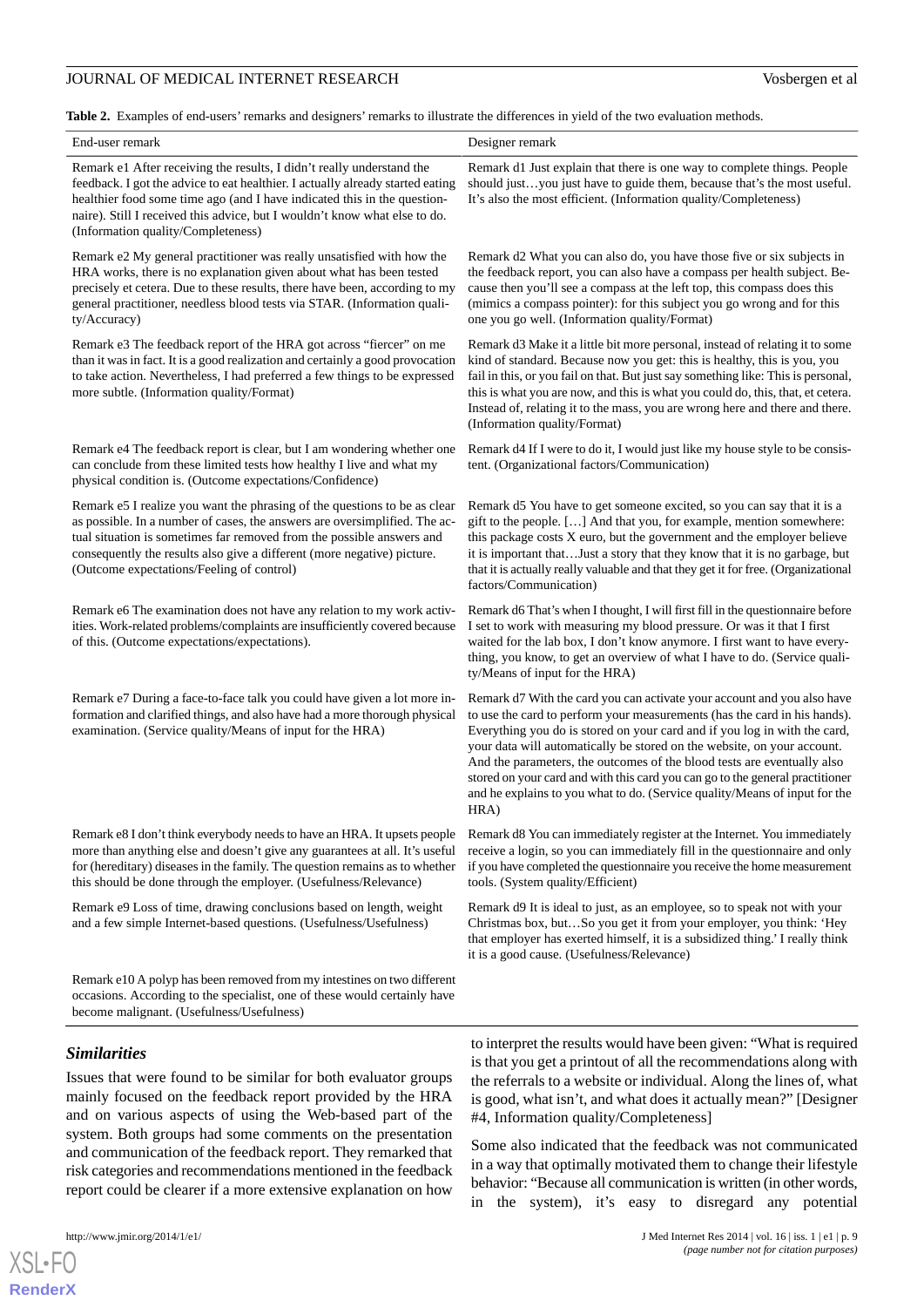**Table 2.** Examples of end-users' remarks and designers' remarks to illustrate the differences in yield of the two evaluation methods.

| End-user remark | Designer remark |
|---|---|
| Remark e1 After receiving the results, I didn't really understand the feedback. I got the advice to eat healthier. I actually already started eating healthier food some time ago (and I have indicated this in the questionnaire). Still I received this advice, but I wouldn't know what else to do. (Information quality/Completeness) | Remark d1 Just explain that there is one way to complete things. People should just…you just have to guide them, because that's the most useful. It's also the most efficient. (Information quality/Completeness) |
| Remark e2 My general practitioner was really unsatisfied with how the HRA works, there is no explanation given about what has been tested precisely et cetera. Due to these results, there have been, according to my general practitioner, needless blood tests via STAR. (Information quality/Accuracy) | Remark d2 What you can also do, you have those five or six subjects in the feedback report, you can also have a compass per health subject. Because then you'll see a compass at the left top, this compass does this (mimics a compass pointer): for this subject you go wrong and for this one you go well. (Information quality/Format) |
| Remark e3 The feedback report of the HRA got across "fiercer" on me than it was in fact. It is a good realization and certainly a good provocation to take action. Nevertheless, I had preferred a few things to be expressed more subtle. (Information quality/Format) | Remark d3 Make it a little bit more personal, instead of relating it to some kind of standard. Because now you get: this is healthy, this is you, you fail in this, or you fail on that. But just say something like: This is personal, this is what you are now, and this is what you could do, this, that, et cetera. Instead of, relating it to the mass, you are wrong here and there and there. (Information quality/Format) |
| Remark e4 The feedback report is clear, but I am wondering whether one can conclude from these limited tests how healthy I live and what my physical condition is. (Outcome expectations/Confidence) | Remark d4 If I were to do it, I would just like my house style to be consistent. (Organizational factors/Communication) |
| Remark e5 I realize you want the phrasing of the questions to be as clear as possible. In a number of cases, the answers are oversimplified. The actual situation is sometimes far removed from the possible answers and consequently the results also give a different (more negative) picture. (Outcome expectations/Feeling of control) | Remark d5 You have to get someone excited, so you can say that it is a gift to the people. […] And that you, for example, mention somewhere: this package costs X euro, but the government and the employer believe it is important that…Just a story that they know that it is no garbage, but that it is actually really valuable and that they get it for free. (Organizational factors/Communication) |
| Remark e6 The examination does not have any relation to my work activities. Work-related problems/complaints are insufficiently covered because of this. (Outcome expectations/expectations). | Remark d6 That's when I thought, I will first fill in the questionnaire before I set to work with measuring my blood pressure. Or was it that I first waited for the lab box, I don't know anymore. I first want to have everything, you know, to get an overview of what I have to do. (Service quality/Means of input for the HRA) |
| Remark e7 During a face-to-face talk you could have given a lot more information and clarified things, and also have had a more thorough physical examination. (Service quality/Means of input for the HRA) | Remark d7 With the card you can activate your account and you also have to use the card to perform your measurements (has the card in his hands). Everything you do is stored on your card and if you log in with the card, your data will automatically be stored on the website, on your account. And the parameters, the outcomes of the blood tests are eventually also stored on your card and with this card you can go to the general practitioner and he explains to you what to do. (Service quality/Means of input for the HRA) |
| Remark e8 I don't think everybody needs to have an HRA. It upsets people more than anything else and doesn't give any guarantees at all. It's useful for (hereditary) diseases in the family. The question remains as to whether this should be done through the employer. (Usefulness/Relevance) | Remark d8 You can immediately register at the Internet. You immediately receive a login, so you can immediately fill in the questionnaire and only if you have completed the questionnaire you receive the home measurement tools. (System quality/Efficient) |
| Remark e9 Loss of time, drawing conclusions based on length, weight and a few simple Internet-based questions. (Usefulness/Usefulness) | Remark d9 It is ideal to just, as an employee, so to speak not with your Christmas box, but…So you get it from your employer, you think: 'Hey that employer has exerted himself, it is a subsidized thing.' I really think it is a good cause. (Usefulness/Relevance) |
| Remark e10 A polyp has been removed from my intestines on two different occasions. According to the specialist, one of these would certainly have become malignant. (Usefulness/Usefulness) | |

### *Similarities*

Issues that were found to be similar for both evaluator groups mainly focused on the feedback report provided by the HRA and on various aspects of using the Web-based part of the system. Both groups had some comments on the presentation and communication of the feedback report. They remarked that risk categories and recommendations mentioned in the feedback report could be clearer if a more extensive explanation on how to interpret the results would have been given: "What is required is that you get a printout of all the recommendations along with the referrals to a website or individual. Along the lines of, what is good, what isn't, and what does it actually mean?" [Designer #4, Information quality/Completeness]

Some also indicated that the feedback was not communicated in a way that optimally motivated them to change their lifestyle behavior: "Because all communication is written (in other words, in the system), it's easy to disregard any potential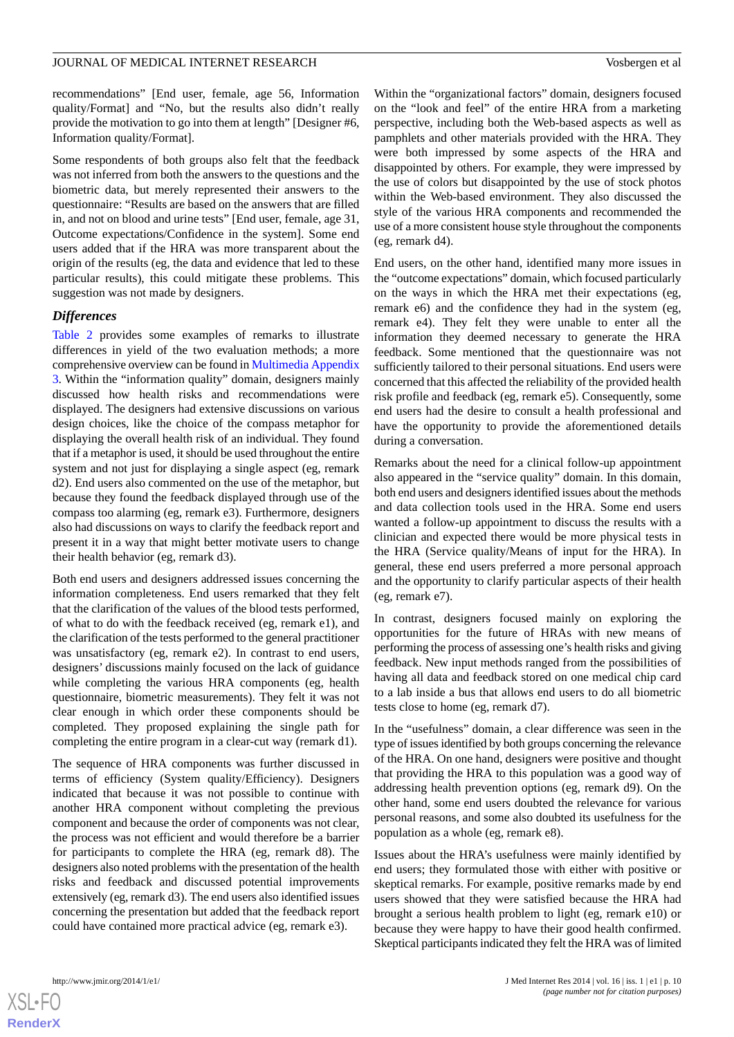recommendations" [End user, female, age 56, Information quality/Format] and "No, but the results also didn't really provide the motivation to go into them at length" [Designer #6, Information quality/Format].

Some respondents of both groups also felt that the feedback was not inferred from both the answers to the questions and the biometric data, but merely represented their answers to the questionnaire: "Results are based on the answers that are filled in, and not on blood and urine tests" [End user, female, age 31, Outcome expectations/Confidence in the system]. Some end users added that if the HRA was more transparent about the origin of the results (eg, the data and evidence that led to these particular results), this could mitigate these problems. This suggestion was not made by designers.

### Differences

Table 2 provides some examples of remarks to illustrate differences in yield of the two evaluation methods; a more comprehensive overview can be found in Multimedia Appendix 3. Within the "information quality" domain, designers mainly discussed how health risks and recommendations were displayed. The designers had extensive discussions on various design choices, like the choice of the compass metaphor for displaying the overall health risk of an individual. They found that if a metaphor is used, it should be used throughout the entire system and not just for displaying a single aspect (eg, remark d2). End users also commented on the use of the metaphor, but because they found the feedback displayed through use of the compass too alarming (eg, remark e3). Furthermore, designers also had discussions on ways to clarify the feedback report and present it in a way that might better motivate users to change their health behavior (eg, remark d3).

Both end users and designers addressed issues concerning the information completeness. End users remarked that they felt that the clarification of the values of the blood tests performed, of what to do with the feedback received (eg, remark e1), and the clarification of the tests performed to the general practitioner was unsatisfactory (eg, remark e2). In contrast to end users, designers' discussions mainly focused on the lack of guidance while completing the various HRA components (eg, health questionnaire, biometric measurements). They felt it was not clear enough in which order these components should be completed. They proposed explaining the single path for completing the entire program in a clear-cut way (remark d1).

The sequence of HRA components was further discussed in terms of efficiency (System quality/Efficiency). Designers indicated that because it was not possible to continue with another HRA component without completing the previous component and because the order of components was not clear, the process was not efficient and would therefore be a barrier for participants to complete the HRA (eg, remark d8). The designers also noted problems with the presentation of the health risks and feedback and discussed potential improvements extensively (eg, remark d3). The end users also identified issues concerning the presentation but added that the feedback report could have contained more practical advice (eg, remark e3).

Within the "organizational factors" domain, designers focused on the "look and feel" of the entire HRA from a marketing perspective, including both the Web-based aspects as well as pamphlets and other materials provided with the HRA. They were both impressed by some aspects of the HRA and disappointed by others. For example, they were impressed by the use of colors but disappointed by the use of stock photos within the Web-based environment. They also discussed the style of the various HRA components and recommended the use of a more consistent house style throughout the components (eg, remark d4).

End users, on the other hand, identified many more issues in the "outcome expectations" domain, which focused particularly on the ways in which the HRA met their expectations (eg, remark e6) and the confidence they had in the system (eg, remark e4). They felt they were unable to enter all the information they deemed necessary to generate the HRA feedback. Some mentioned that the questionnaire was not sufficiently tailored to their personal situations. End users were concerned that this affected the reliability of the provided health risk profile and feedback (eg, remark e5). Consequently, some end users had the desire to consult a health professional and have the opportunity to provide the aforementioned details during a conversation.

Remarks about the need for a clinical follow-up appointment also appeared in the "service quality" domain. In this domain, both end users and designers identified issues about the methods and data collection tools used in the HRA. Some end users wanted a follow-up appointment to discuss the results with a clinician and expected there would be more physical tests in the HRA (Service quality/Means of input for the HRA). In general, these end users preferred a more personal approach and the opportunity to clarify particular aspects of their health (eg, remark e7).

In contrast, designers focused mainly on exploring the opportunities for the future of HRAs with new means of performing the process of assessing one's health risks and giving feedback. New input methods ranged from the possibilities of having all data and feedback stored on one medical chip card to a lab inside a bus that allows end users to do all biometric tests close to home (eg, remark d7).

In the "usefulness" domain, a clear difference was seen in the type of issues identified by both groups concerning the relevance of the HRA. On one hand, designers were positive and thought that providing the HRA to this population was a good way of addressing health prevention options (eg, remark d9). On the other hand, some end users doubted the relevance for various personal reasons, and some also doubted its usefulness for the population as a whole (eg, remark e8).

Issues about the HRA's usefulness were mainly identified by end users; they formulated those with either with positive or skeptical remarks. For example, positive remarks made by end users showed that they were satisfied because the HRA had brought a serious health problem to light (eg, remark e10) or because they were happy to have their good health confirmed. Skeptical participants indicated they felt the HRA was of limited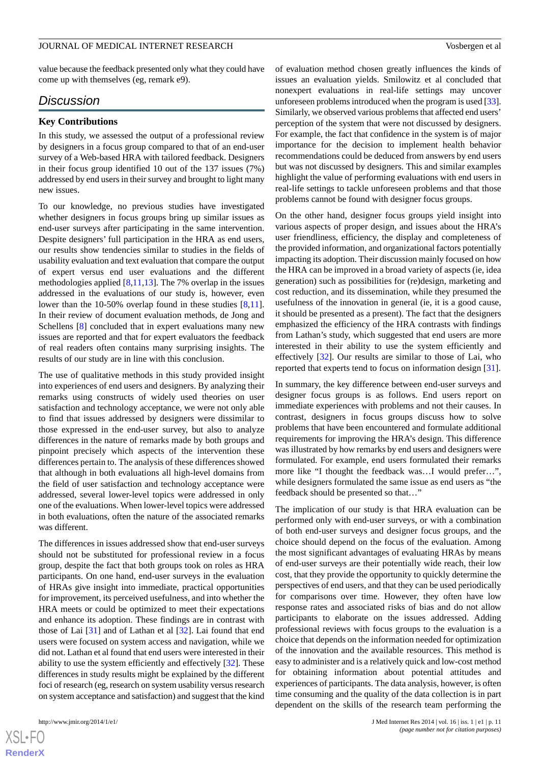value because the feedback presented only what they could have come up with themselves (eg, remark e9).

## Discussion

### Key Contributions

In this study, we assessed the output of a professional review by designers in a focus group compared to that of an end-user survey of a Web-based HRA with tailored feedback. Designers in their focus group identified 10 out of the 137 issues (7%) addressed by end users in their survey and brought to light many new issues.

To our knowledge, no previous studies have investigated whether designers in focus groups bring up similar issues as end-user surveys after participating in the same intervention. Despite designers' full participation in the HRA as end users, our results show tendencies similar to studies in the fields of usability evaluation and text evaluation that compare the output of expert versus end user evaluations and the different methodologies applied [8,11,13]. The 7% overlap in the issues addressed in the evaluations of our study is, however, even lower than the 10-50% overlap found in these studies [8,11]. In their review of document evaluation methods, de Jong and Schellens [8] concluded that in expert evaluations many new issues are reported and that for expert evaluators the feedback of real readers often contains many surprising insights. The results of our study are in line with this conclusion.

The use of qualitative methods in this study provided insight into experiences of end users and designers. By analyzing their remarks using constructs of widely used theories on user satisfaction and technology acceptance, we were not only able to find that issues addressed by designers were dissimilar to those expressed in the end-user survey, but also to analyze differences in the nature of remarks made by both groups and pinpoint precisely which aspects of the intervention these differences pertain to. The analysis of these differences showed that although in both evaluations all high-level domains from the field of user satisfaction and technology acceptance were addressed, several lower-level topics were addressed in only one of the evaluations. When lower-level topics were addressed in both evaluations, often the nature of the associated remarks was different.

The differences in issues addressed show that end-user surveys should not be substituted for professional review in a focus group, despite the fact that both groups took on roles as HRA participants. On one hand, end-user surveys in the evaluation of HRAs give insight into immediate, practical opportunities for improvement, its perceived usefulness, and into whether the HRA meets or could be optimized to meet their expectations and enhance its adoption. These findings are in contrast with those of Lai [31] and of Lathan et al [32]. Lai found that end users were focused on system access and navigation, while we did not. Lathan et al found that end users were interested in their ability to use the system efficiently and effectively [32]. These differences in study results might be explained by the different foci of research (eg, research on system usability versus research on system acceptance and satisfaction) and suggest that the kind of evaluation method chosen greatly influences the kinds of issues an evaluation yields. Smilowitz et al concluded that nonexpert evaluations in real-life settings may uncover unforeseen problems introduced when the program is used [33]. Similarly, we observed various problems that affected end users' perception of the system that were not discussed by designers. For example, the fact that confidence in the system is of major importance for the decision to implement health behavior recommendations could be deduced from answers by end users but was not discussed by designers. This and similar examples highlight the value of performing evaluations with end users in real-life settings to tackle unforeseen problems and that those problems cannot be found with designer focus groups.

On the other hand, designer focus groups yield insight into various aspects of proper design, and issues about the HRA's user friendliness, efficiency, the display and completeness of the provided information, and organizational factors potentially impacting its adoption. Their discussion mainly focused on how the HRA can be improved in a broad variety of aspects (ie, idea generation) such as possibilities for (re)design, marketing and cost reduction, and its dissemination, while they presumed the usefulness of the innovation in general (ie, it is a good cause, it should be presented as a present). The fact that the designers emphasized the efficiency of the HRA contrasts with findings from Lathan's study, which suggested that end users are more interested in their ability to use the system efficiently and effectively [32]. Our results are similar to those of Lai, who reported that experts tend to focus on information design [31].

In summary, the key difference between end-user surveys and designer focus groups is as follows. End users report on immediate experiences with problems and not their causes. In contrast, designers in focus groups discuss how to solve problems that have been encountered and formulate additional requirements for improving the HRA's design. This difference was illustrated by how remarks by end users and designers were formulated. For example, end users formulated their remarks more like "I thought the feedback was…I would prefer…", while designers formulated the same issue as end users as "the feedback should be presented so that…"

The implication of our study is that HRA evaluation can be performed only with end-user surveys, or with a combination of both end-user surveys and designer focus groups, and the choice should depend on the focus of the evaluation. Among the most significant advantages of evaluating HRAs by means of end-user surveys are their potentially wide reach, their low cost, that they provide the opportunity to quickly determine the perspectives of end users, and that they can be used periodically for comparisons over time. However, they often have low response rates and associated risks of bias and do not allow participants to elaborate on the issues addressed. Adding professional reviews with focus groups to the evaluation is a choice that depends on the information needed for optimization of the innovation and the available resources. This method is easy to administer and is a relatively quick and low-cost method for obtaining information about potential attitudes and experiences of participants. The data analysis, however, is often time consuming and the quality of the data collection is in part dependent on the skills of the research team performing the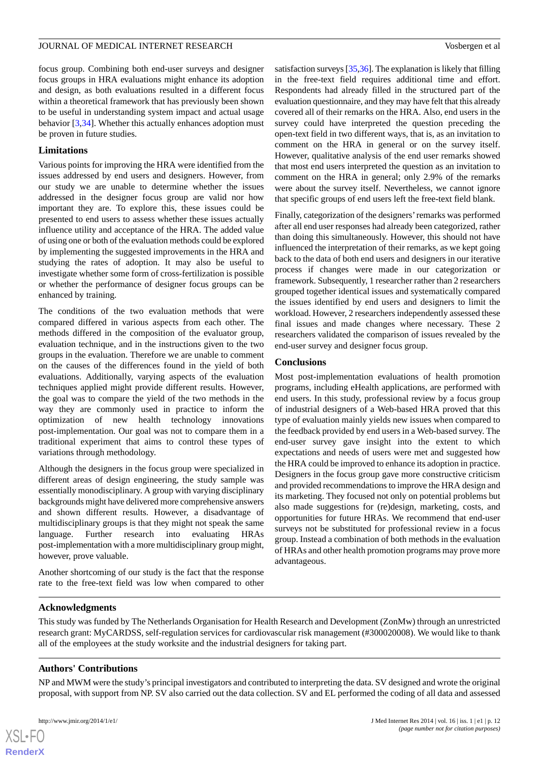focus group. Combining both end-user surveys and designer focus groups in HRA evaluations might enhance its adoption and design, as both evaluations resulted in a different focus within a theoretical framework that has previously been shown to be useful in understanding system impact and actual usage behavior [3,34]. Whether this actually enhances adoption must be proven in future studies.

### Limitations

Various points for improving the HRA were identified from the issues addressed by end users and designers. However, from our study we are unable to determine whether the issues addressed in the designer focus group are valid nor how important they are. To explore this, these issues could be presented to end users to assess whether these issues actually influence utility and acceptance of the HRA. The added value of using one or both of the evaluation methods could be explored by implementing the suggested improvements in the HRA and studying the rates of adoption. It may also be useful to investigate whether some form of cross-fertilization is possible or whether the performance of designer focus groups can be enhanced by training.

The conditions of the two evaluation methods that were compared differed in various aspects from each other. The methods differed in the composition of the evaluator group, evaluation technique, and in the instructions given to the two groups in the evaluation. Therefore we are unable to comment on the causes of the differences found in the yield of both evaluations. Additionally, varying aspects of the evaluation techniques applied might provide different results. However, the goal was to compare the yield of the two methods in the way they are commonly used in practice to inform the optimization of new health technology innovations post-implementation. Our goal was not to compare them in a traditional experiment that aims to control these types of variations through methodology.

Although the designers in the focus group were specialized in different areas of design engineering, the study sample was essentially monodisciplinary. A group with varying disciplinary backgrounds might have delivered more comprehensive answers and shown different results. However, a disadvantage of multidisciplinary groups is that they might not speak the same language. Further research into evaluating HRAs post-implementation with a more multidisciplinary group might, however, prove valuable.

Another shortcoming of our study is the fact that the response rate to the free-text field was low when compared to other satisfaction surveys [35,36]. The explanation is likely that filling in the free-text field requires additional time and effort. Respondents had already filled in the structured part of the evaluation questionnaire, and they may have felt that this already covered all of their remarks on the HRA. Also, end users in the survey could have interpreted the question preceding the open-text field in two different ways, that is, as an invitation to comment on the HRA in general or on the survey itself. However, qualitative analysis of the end user remarks showed that most end users interpreted the question as an invitation to comment on the HRA in general; only 2.9% of the remarks were about the survey itself. Nevertheless, we cannot ignore that specific groups of end users left the free-text field blank.

Finally, categorization of the designers' remarks was performed after all end user responses had already been categorized, rather than doing this simultaneously. However, this should not have influenced the interpretation of their remarks, as we kept going back to the data of both end users and designers in our iterative process if changes were made in our categorization or framework. Subsequently, 1 researcher rather than 2 researchers grouped together identical issues and systematically compared the issues identified by end users and designers to limit the workload. However, 2 researchers independently assessed these final issues and made changes where necessary. These 2 researchers validated the comparison of issues revealed by the end-user survey and designer focus group.

### Conclusions

Most post-implementation evaluations of health promotion programs, including eHealth applications, are performed with end users. In this study, professional review by a focus group of industrial designers of a Web-based HRA proved that this type of evaluation mainly yields new issues when compared to the feedback provided by end users in a Web-based survey. The end-user survey gave insight into the extent to which expectations and needs of users were met and suggested how the HRA could be improved to enhance its adoption in practice. Designers in the focus group gave more constructive criticism and provided recommendations to improve the HRA design and its marketing. They focused not only on potential problems but also made suggestions for (re)design, marketing, costs, and opportunities for future HRAs. We recommend that end-user surveys not be substituted for professional review in a focus group. Instead a combination of both methods in the evaluation of HRAs and other health promotion programs may prove more advantageous.

## Acknowledgments

This study was funded by The Netherlands Organisation for Health Research and Development (ZonMw) through an unrestricted research grant: MyCARDSS, self-regulation services for cardiovascular risk management (#300020008). We would like to thank all of the employees at the study worksite and the industrial designers for taking part.

## Authors' Contributions

NP and MWM were the study's principal investigators and contributed to interpreting the data. SV designed and wrote the original proposal, with support from NP. SV also carried out the data collection. SV and EL performed the coding of all data and assessed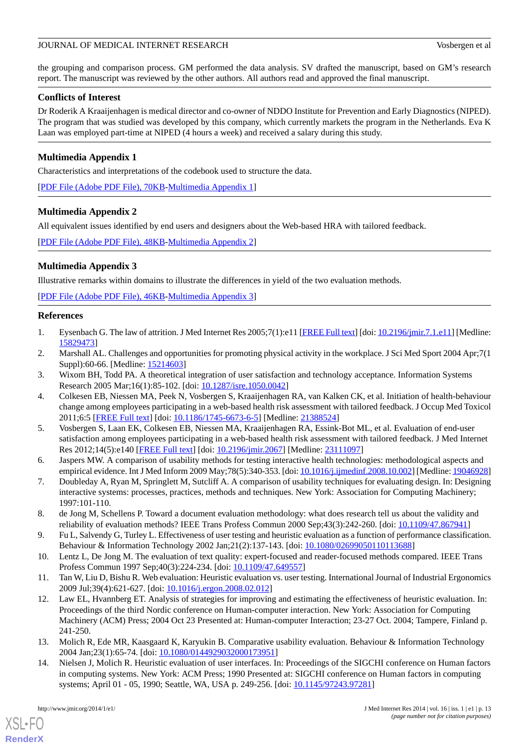the grouping and comparison process. GM performed the data analysis. SV drafted the manuscript, based on GM's research report. The manuscript was reviewed by the other authors. All authors read and approved the final manuscript.

## Conflicts of Interest

Dr Roderik A Kraaijenhagen is medical director and co-owner of NDDO Institute for Prevention and Early Diagnostics (NIPED). The program that was studied was developed by this company, which currently markets the program in the Netherlands. Eva K Laan was employed part-time at NIPED (4 hours a week) and received a salary during this study.

## Multimedia Appendix 1

Characteristics and interpretations of the codebook used to structure the data.

[PDF File (Adobe PDF File), 70KB-Multimedia Appendix 1]

## Multimedia Appendix 2

All equivalent issues identified by end users and designers about the Web-based HRA with tailored feedback.

[PDF File (Adobe PDF File), 48KB-Multimedia Appendix 2]

## Multimedia Appendix 3

Illustrative remarks within domains to illustrate the differences in yield of the two evaluation methods.

[PDF File (Adobe PDF File), 46KB-Multimedia Appendix 3]

## References

1. Eysenbach G. The law of attrition. J Med Internet Res 2005;7(1):e11 [FREE Full text] [doi: 10.2196/jmir.7.1.e11] [Medline: 15829473]
2. Marshall AL. Challenges and opportunities for promoting physical activity in the workplace. J Sci Med Sport 2004 Apr;7(1 Suppl):60-66. [Medline: 15214603]
3. Wixom BH, Todd PA. A theoretical integration of user satisfaction and technology acceptance. Information Systems Research 2005 Mar;16(1):85-102. [doi: 10.1287/isre.1050.0042]
4. Colkesen EB, Niessen MA, Peek N, Vosbergen S, Kraaijenhagen RA, van Kalken CK, et al. Initiation of health-behaviour change among employees participating in a web-based health risk assessment with tailored feedback. J Occup Med Toxicol 2011;6:5 [FREE Full text] [doi: 10.1186/1745-6673-6-5] [Medline: 21388524]
5. Vosbergen S, Laan EK, Colkesen EB, Niessen MA, Kraaijenhagen RA, Essink-Bot ML, et al. Evaluation of end-user satisfaction among employees participating in a web-based health risk assessment with tailored feedback. J Med Internet Res 2012;14(5):e140 [FREE Full text] [doi: 10.2196/jmir.2067] [Medline: 23111097]
6. Jaspers MW. A comparison of usability methods for testing interactive health technologies: methodological aspects and empirical evidence. Int J Med Inform 2009 May;78(5):340-353. [doi: 10.1016/j.ijmedinf.2008.10.002] [Medline: 19046928]
7. Doubleday A, Ryan M, Springlett M, Sutcliff A. A comparison of usability techniques for evaluating design. In: Designing interactive systems: processes, practices, methods and techniques. New York: Association for Computing Machinery; 1997:101-110.
8. de Jong M, Schellens P. Toward a document evaluation methodology: what does research tell us about the validity and reliability of evaluation methods? IEEE Trans Profess Commun 2000 Sep;43(3):242-260. [doi: 10.1109/47.867941]
9. Fu L, Salvendy G, Turley L. Effectiveness of user testing and heuristic evaluation as a function of performance classification. Behaviour & Information Technology 2002 Jan;21(2):137-143. [doi: 10.1080/02699050110113688]
10. Lentz L, De Jong M. The evaluation of text quality: expert-focused and reader-focused methods compared. IEEE Trans Profess Commun 1997 Sep;40(3):224-234. [doi: 10.1109/47.649557]
11. Tan W, Liu D, Bishu R. Web evaluation: Heuristic evaluation vs. user testing. International Journal of Industrial Ergonomics 2009 Jul;39(4):621-627. [doi: 10.1016/j.ergon.2008.02.012]
12. Law EL, Hvannberg ET. Analysis of strategies for improving and estimating the effectiveness of heuristic evaluation. In: Proceedings of the third Nordic conference on Human-computer interaction. New York: Association for Computing Machinery (ACM) Press; 2004 Oct 23 Presented at: Human-computer Interaction; 23-27 Oct. 2004; Tampere, Finland p. 241-250.
13. Molich R, Ede MR, Kaasgaard K, Karyukin B. Comparative usability evaluation. Behaviour & Information Technology 2004 Jan;23(1):65-74. [doi: 10.1080/0144929032000173951]
14. Nielsen J, Molich R. Heuristic evaluation of user interfaces. In: Proceedings of the SIGCHI conference on Human factors in computing systems. New York: ACM Press; 1990 Presented at: SIGCHI conference on Human factors in computing systems; April 01 - 05, 1990; Seattle, WA, USA p. 249-256. [doi: 10.1145/97243.97281]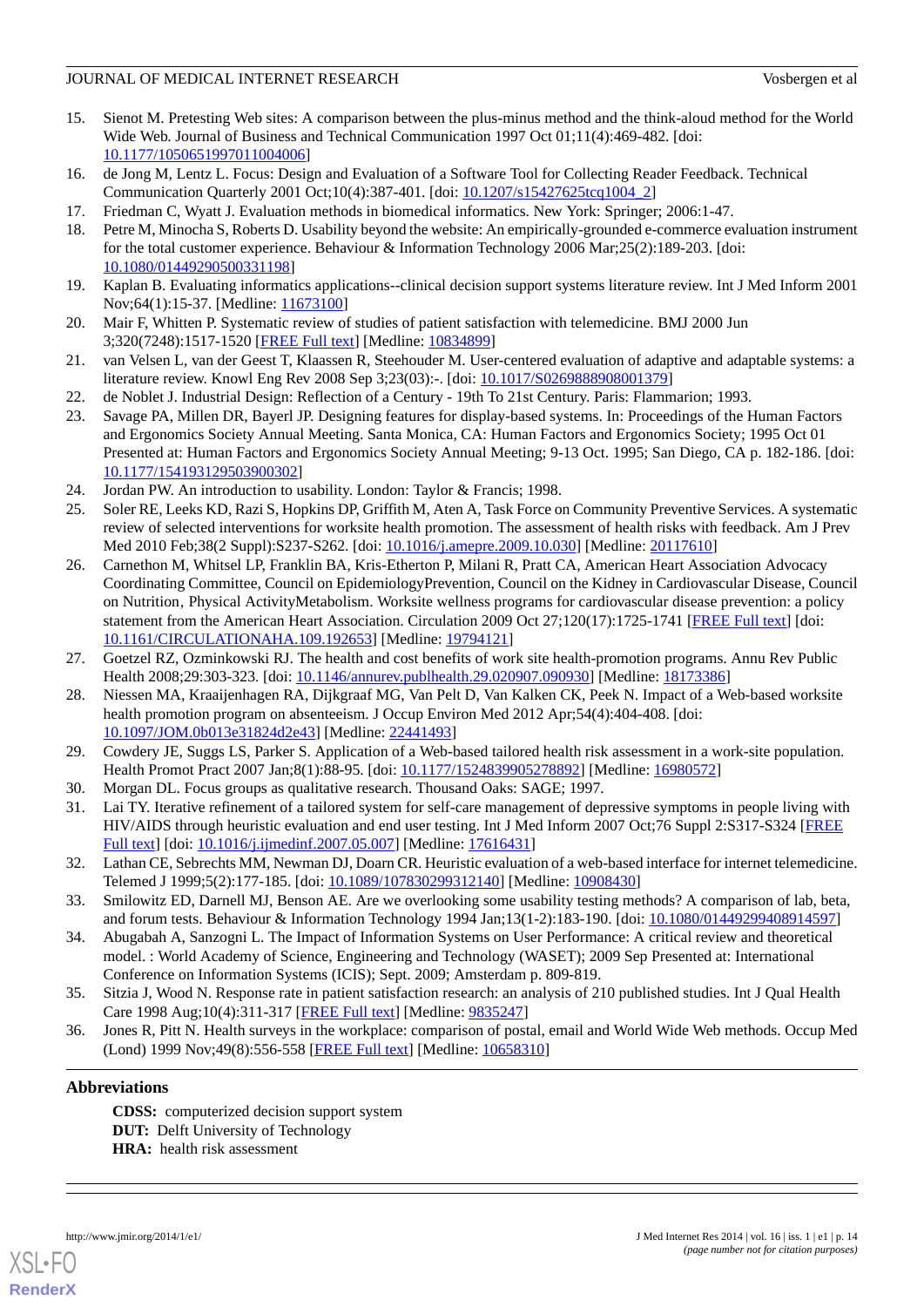15. Sienot M. Pretesting Web sites: A comparison between the plus-minus method and the think-aloud method for the World Wide Web. Journal of Business and Technical Communication 1997 Oct 01;11(4):469-482. [doi: 10.1177/1050651997011004006]
16. de Jong M, Lentz L. Focus: Design and Evaluation of a Software Tool for Collecting Reader Feedback. Technical Communication Quarterly 2001 Oct;10(4):387-401. [doi: 10.1207/s15427625tcq1004_2]
17. Friedman C, Wyatt J. Evaluation methods in biomedical informatics. New York: Springer; 2006:1-47.
18. Petre M, Minocha S, Roberts D. Usability beyond the website: An empirically-grounded e-commerce evaluation instrument for the total customer experience. Behaviour & Information Technology 2006 Mar;25(2):189-203. [doi: 10.1080/01449290500331198]
19. Kaplan B. Evaluating informatics applications--clinical decision support systems literature review. Int J Med Inform 2001 Nov;64(1):15-37. [Medline: 11673100]
20. Mair F, Whitten P. Systematic review of studies of patient satisfaction with telemedicine. BMJ 2000 Jun 3;320(7248):1517-1520 [FREE Full text] [Medline: 10834899]
21. van Velsen L, van der Geest T, Klaassen R, Steehouder M. User-centered evaluation of adaptive and adaptable systems: a literature review. Knowl Eng Rev 2008 Sep 3;23(03):-. [doi: 10.1017/S0269888908001379]
22. de Noblet J. Industrial Design: Reflection of a Century - 19th To 21st Century. Paris: Flammarion; 1993.
23. Savage PA, Millen DR, Bayerl JP. Designing features for display-based systems. In: Proceedings of the Human Factors and Ergonomics Society Annual Meeting. Santa Monica, CA: Human Factors and Ergonomics Society; 1995 Oct 01 Presented at: Human Factors and Ergonomics Society Annual Meeting; 9-13 Oct. 1995; San Diego, CA p. 182-186. [doi: 10.1177/154193129503900302]
24. Jordan PW. An introduction to usability. London: Taylor & Francis; 1998.
25. Soler RE, Leeks KD, Razi S, Hopkins DP, Griffith M, Aten A, Task Force on Community Preventive Services. A systematic review of selected interventions for worksite health promotion. The assessment of health risks with feedback. Am J Prev Med 2010 Feb;38(2 Suppl):S237-S262. [doi: 10.1016/j.amepre.2009.10.030] [Medline: 20117610]
26. Carnethon M, Whitsel LP, Franklin BA, Kris-Etherton P, Milani R, Pratt CA, American Heart Association Advocacy Coordinating Committee, Council on EpidemiologyPrevention, Council on the Kidney in Cardiovascular Disease, Council on Nutrition, Physical ActivityMetabolism. Worksite wellness programs for cardiovascular disease prevention: a policy statement from the American Heart Association. Circulation 2009 Oct 27;120(17):1725-1741 [FREE Full text] [doi: 10.1161/CIRCULATIONAHA.109.192653] [Medline: 19794121]
27. Goetzel RZ, Ozminkowski RJ. The health and cost benefits of work site health-promotion programs. Annu Rev Public Health 2008;29:303-323. [doi: 10.1146/annurev.publhealth.29.020907.090930] [Medline: 18173386]
28. Niessen MA, Kraaijenhagen RA, Dijkgraaf MG, Van Pelt D, Van Kalken CK, Peek N. Impact of a Web-based worksite health promotion program on absenteeism. J Occup Environ Med 2012 Apr;54(4):404-408. [doi: 10.1097/JOM.0b013e31824d2e43] [Medline: 22441493]
29. Cowdery JE, Suggs LS, Parker S. Application of a Web-based tailored health risk assessment in a work-site population. Health Promot Pract 2007 Jan;8(1):88-95. [doi: 10.1177/1524839905278892] [Medline: 16980572]
30. Morgan DL. Focus groups as qualitative research. Thousand Oaks: SAGE; 1997.
31. Lai TY. Iterative refinement of a tailored system for self-care management of depressive symptoms in people living with HIV/AIDS through heuristic evaluation and end user testing. Int J Med Inform 2007 Oct;76 Suppl 2:S317-S324 [FREE Full text] [doi: 10.1016/j.ijmedinf.2007.05.007] [Medline: 17616431]
32. Lathan CE, Sebrechts MM, Newman DJ, Doarn CR. Heuristic evaluation of a web-based interface for internet telemedicine. Telemed J 1999;5(2):177-185. [doi: 10.1089/107830299312140] [Medline: 10908430]
33. Smilowitz ED, Darnell MJ, Benson AE. Are we overlooking some usability testing methods? A comparison of lab, beta, and forum tests. Behaviour & Information Technology 1994 Jan;13(1-2):183-190. [doi: 10.1080/01449299408914597]
34. Abugabah A, Sanzogni L. The Impact of Information Systems on User Performance: A critical review and theoretical model. : World Academy of Science, Engineering and Technology (WASET); 2009 Sep Presented at: International Conference on Information Systems (ICIS); Sept. 2009; Amsterdam p. 809-819.
35. Sitzia J, Wood N. Response rate in patient satisfaction research: an analysis of 210 published studies. Int J Qual Health Care 1998 Aug;10(4):311-317 [FREE Full text] [Medline: 9835247]
36. Jones R, Pitt N. Health surveys in the workplace: comparison of postal, email and World Wide Web methods. Occup Med (Lond) 1999 Nov;49(8):556-558 [FREE Full text] [Medline: 10658310]

## Abbreviations

**CDSS:** computerized decision support system
**DUT:** Delft University of Technology
**HRA:** health risk assessment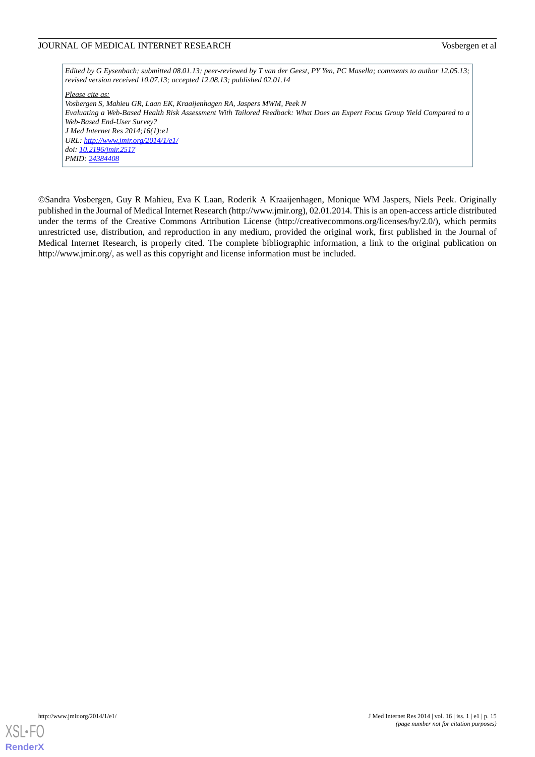*Edited by G Eysenbach; submitted 08.01.13; peer-reviewed by T van der Geest, PY Yen, PC Masella; comments to author 12.05.13; revised version received 10.07.13; accepted 12.08.13; published 02.01.14*

*Please cite as:*
*Vosbergen S, Mahieu GR, Laan EK, Kraaijenhagen RA, Jaspers MWM, Peek N*
*Evaluating a Web-Based Health Risk Assessment With Tailored Feedback: What Does an Expert Focus Group Yield Compared to a Web-Based End-User Survey?*
*J Med Internet Res 2014;16(1):e1*
*URL: http://www.jmir.org/2014/1/e1/*
*doi: 10.2196/jmir.2517*
*PMID: 24384408*

©Sandra Vosbergen, Guy R Mahieu, Eva K Laan, Roderik A Kraaijenhagen, Monique WM Jaspers, Niels Peek. Originally published in the Journal of Medical Internet Research (http://www.jmir.org), 02.01.2014. This is an open-access article distributed under the terms of the Creative Commons Attribution License (http://creativecommons.org/licenses/by/2.0/), which permits unrestricted use, distribution, and reproduction in any medium, provided the original work, first published in the Journal of Medical Internet Research, is properly cited. The complete bibliographic information, a link to the original publication on http://www.jmir.org/, as well as this copyright and license information must be included.